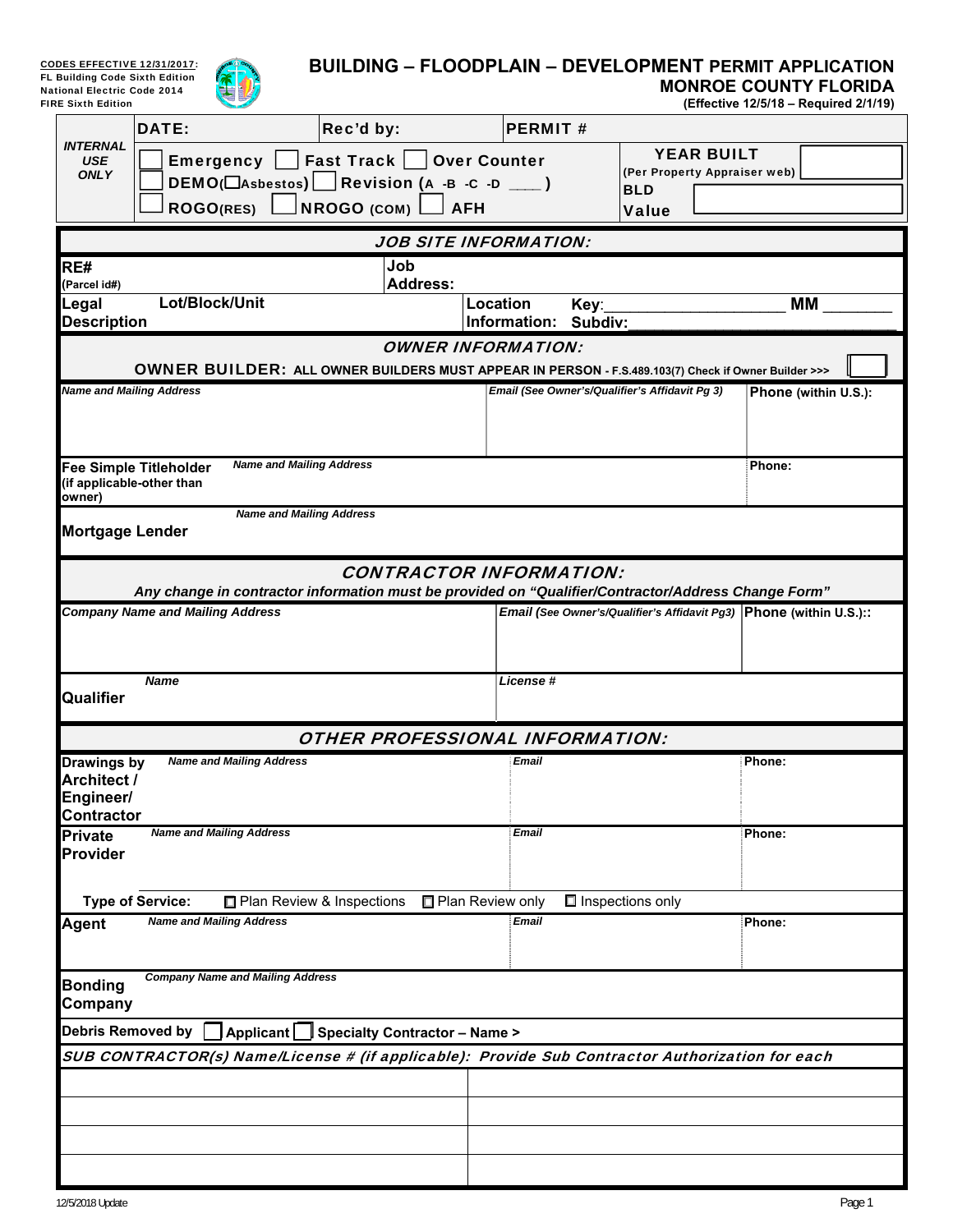**CODES EFFECTIVE 12/31/2017:**
FL Building Code Sixth Edition
National Electric Code 2014
FIRE Sixth Edition

# BUILDING – FLOODPLAIN – DEVELOPMENT PERMIT APPLICATION
## MONROE COUNTY FLORIDA
**(Effective 12/5/18 – Required 2/1/19)**

| | | | |
|---|---|---|---|
| *INTERNAL USE ONLY* | DATE: | Rec'd by: | PERMIT # |
| | ☐ Emergency ☐ Fast Track ☐ Over Counter<br>☐ DEMO(☐Asbestos) ☐ Revision (A -B -C -D ____ )<br>☐ ROGO(RES) ☐ NROGO (COM) ☐ AFH | YEAR BUILT (Per Property Appraiser web) | |
| | | BLD Value | |

## JOB SITE INFORMATION:

| | | | |
|---|---|---|---|
| RE# (Parcel id#) | | Job Address: | |
| Legal Description | Lot/Block/Unit | Location Information: | Key:____________ MM ______<br>Subdiv:____________ |

## OWNER INFORMATION:

**OWNER BUILDER: ALL OWNER BUILDERS MUST APPEAR IN PERSON - F.S.489.103(7) Check if Owner Builder >>>** ☐

| | | |
|---|---|---|
| *Name and Mailing Address* | *Email (See Owner's/Qualifier's Affidavit Pg 3)* | Phone (within U.S.): |
| Fee Simple Titleholder (if applicable-other than owner) — *Name and Mailing Address* | | Phone: |
| Mortgage Lender — *Name and Mailing Address* | | |

## CONTRACTOR INFORMATION:

*Any change in contractor information must be provided on "Qualifier/Contractor/Address Change Form"*

| | | |
|---|---|---|
| *Company Name and Mailing Address* | *Email (See Owner's/Qualifier's Affidavit Pg3)* | Phone (within U.S.):: |
| Qualifier — *Name* | *License #* | |

## OTHER PROFESSIONAL INFORMATION:

| | | | |
|---|---|---|---|
| Drawings by Architect / Engineer/ Contractor | *Name and Mailing Address* | *Email* | Phone: |
| Private Provider | *Name and Mailing Address* | *Email* | Phone: |
| Type of Service: | ☐ Plan Review & Inspections ☐ Plan Review only ☐ Inspections only | | |
| Agent | *Name and Mailing Address* | *Email* | Phone: |
| Bonding Company | *Company Name and Mailing Address* | | |

**Debris Removed by** ☐ **Applicant** ☐ **Specialty Contractor – Name >**

*SUB CONTRACTOR(s) Name/License # (if applicable): Provide Sub Contractor Authorization for each*

| | |
|---|---|
| | |
| | |
| | |
| | |

12/5/2018 Update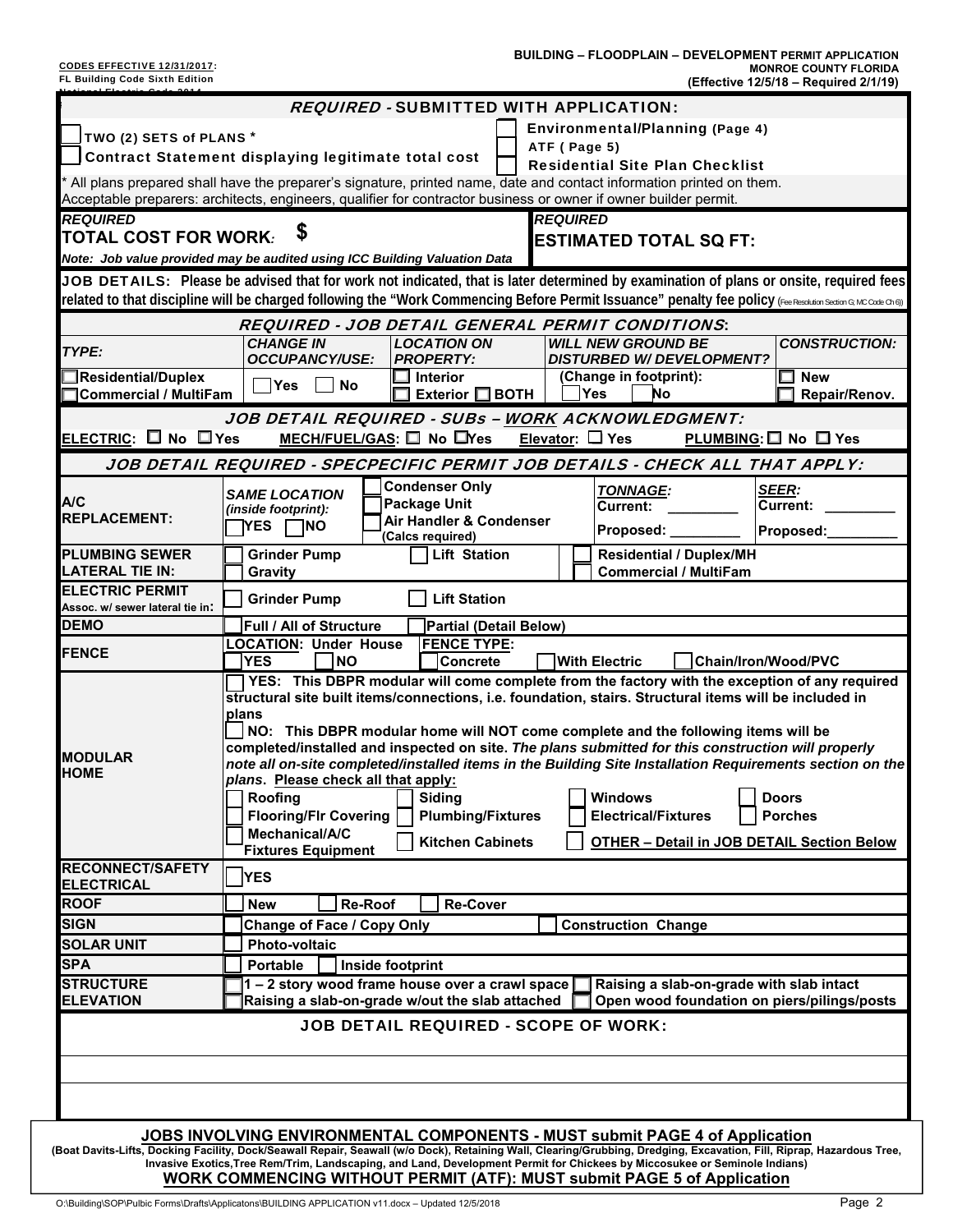**CODES EFFECTIVE 12/31/2017:**
FL Building Code Sixth Edition

**BUILDING – FLOODPLAIN – DEVELOPMENT PERMIT APPLICATION**
**MONROE COUNTY FLORIDA**
**(Effective 12/5/18 – Required 2/1/19)**

## *REQUIRED* - SUBMITTED WITH APPLICATION:

☐ TWO (2) SETS of PLANS *
☐ Contract Statement displaying legitimate total cost
☐ Environmental/Planning (Page 4)
☐ ATF ( Page 5)
☐ Residential Site Plan Checklist

* All plans prepared shall have the preparer's signature, printed name, date and contact information printed on them. Acceptable preparers: architects, engineers, qualifier for contractor business or owner if owner builder permit.

| *REQUIRED* **TOTAL COST FOR WORK:** $ | *REQUIRED* **ESTIMATED TOTAL SQ FT:** |
|---|---|
| *Note: Job value provided may be audited using ICC Building Valuation Data* | |

**JOB DETAILS: Please be advised that for work not indicated, that is later determined by examination of plans or onsite, required fees related to that discipline will be charged following the "Work Commencing Before Permit Issuance" penalty fee policy** (Fee Resolution Section G; MC Code Ch 6))

## *REQUIRED - JOB DETAIL GENERAL PERMIT CONDITIONS*:

| *TYPE:* | *CHANGE IN OCCUPANCY/USE:* | *LOCATION ON PROPERTY:* | *WILL NEW GROUND BE DISTURBED W/ DEVELOPMENT?* | *CONSTRUCTION:* |
|---|---|---|---|---|
| ☐ Residential/Duplex<br>☐ Commercial / MultiFam | ☐ Yes ☐ No | ☐ Interior<br>☐ Exterior ☐ BOTH | (Change in footprint):<br>☐ Yes ☐ No | ☐ New<br>☐ Repair/Renov. |

## *JOB DETAIL REQUIRED - SUBs – WORK ACKNOWLEDGMENT:*

**ELECTRIC:** ☐ No ☐ Yes **MECH/FUEL/GAS:** ☐ No ☐ Yes **Elevator:** ☐ Yes **PLUMBING:** ☐ No ☐ Yes

## *JOB DETAIL REQUIRED - SPECPECIFIC PERMIT JOB DETAILS - CHECK ALL THAT APPLY:*

| | |
|---|---|
| **A/C REPLACEMENT:** | *SAME LOCATION (inside footprint):* ☐ YES ☐ NO ☐ Condenser Only ☐ Package Unit ☐ Air Handler & Condenser (Calcs required) *TONNAGE:* Current: ________ Proposed: ________ *SEER:* Current: ________ Proposed: ________ |
| **PLUMBING SEWER LATERAL TIE IN:** | ☐ Grinder Pump ☐ Gravity ☐ Lift Station ☐ Residential / Duplex/MH ☐ Commercial / MultiFam |
| **ELECTRIC PERMIT** Assoc. w/ sewer lateral tie in: | ☐ Grinder Pump ☐ Lift Station |
| **DEMO** | ☐ Full / All of Structure ☐ Partial (Detail Below) |
| **FENCE** | **LOCATION: Under House** ☐ YES ☐ NO **FENCE TYPE:** ☐ Concrete ☐ With Electric ☐ Chain/Iron/Wood/PVC |
| **MODULAR HOME** | ☐ **YES: This DBPR modular will come complete from the factory with the exception of any required structural site built items/connections, i.e. foundation, stairs. Structural items will be included in plans**<br>☐ **NO: This DBPR modular home will NOT come complete and the following items will be completed/installed and inspected on site.** ***The plans submitted for this construction will properly note all on-site completed/installed items in the Building Site Installation Requirements section on the plans.*** **Please check all that apply:**<br>☐ Roofing ☐ Siding ☐ Windows ☐ Doors<br>☐ Flooring/Flr Covering ☐ Plumbing/Fixtures ☐ Electrical/Fixtures ☐ Porches<br>☐ Mechanical/A/C Fixtures Equipment ☐ Kitchen Cabinets ☐ OTHER – Detail in JOB DETAIL Section Below |
| **RECONNECT/SAFETY ELECTRICAL** | ☐ YES |
| **ROOF** | ☐ New ☐ Re-Roof ☐ Re-Cover |
| **SIGN** | ☐ Change of Face / Copy Only ☐ Construction Change |
| **SOLAR UNIT** | ☐ Photo-voltaic |
| **SPA** | ☐ Portable ☐ Inside footprint |
| **STRUCTURE ELEVATION** | ☐ 1 – 2 story wood frame house over a crawl space ☐ Raising a slab-on-grade with slab intact<br>☐ Raising a slab-on-grade w/out the slab attached ☐ Open wood foundation on piers/pilings/posts |

## JOB DETAIL REQUIRED - SCOPE OF WORK:

&nbsp;

**JOBS INVOLVING ENVIRONMENTAL COMPONENTS - MUST submit PAGE 4 of Application**
**(Boat Davits-Lifts, Docking Facility, Dock/Seawall Repair, Seawall (w/o Dock), Retaining Wall, Clearing/Grubbing, Dredging, Excavation, Fill, Riprap, Hazardous Tree, Invasive Exotics,Tree Rem/Trim, Landscaping, and Land, Development Permit for Chickees by Miccosukee or Seminole Indians)**
**WORK COMMENCING WITHOUT PERMIT (ATF): MUST submit PAGE 5 of Application**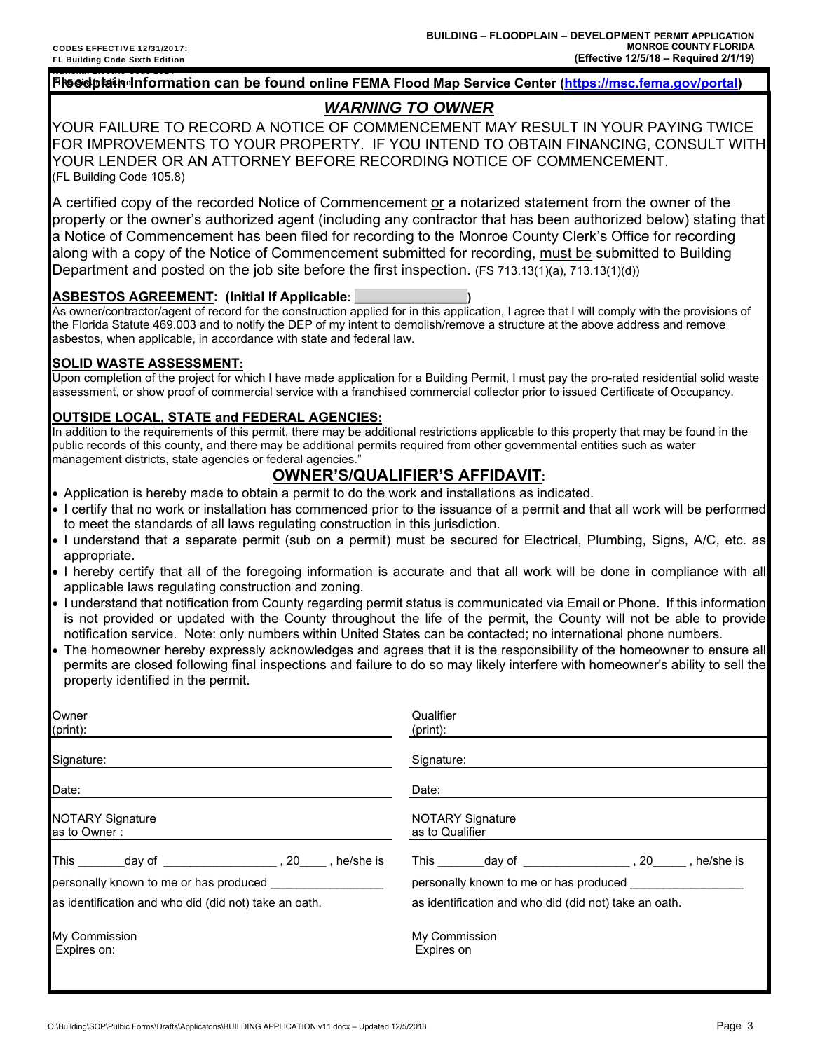**Floodplain Information can be found online FEMA Flood Map Service Center (https://msc.fema.gov/portal)**

## *WARNING TO OWNER*

YOUR FAILURE TO RECORD A NOTICE OF COMMENCEMENT MAY RESULT IN YOUR PAYING TWICE FOR IMPROVEMENTS TO YOUR PROPERTY. IF YOU INTEND TO OBTAIN FINANCING, CONSULT WITH YOUR LENDER OR AN ATTORNEY BEFORE RECORDING NOTICE OF COMMENCEMENT. (FL Building Code 105.8)

A certified copy of the recorded Notice of Commencement or a notarized statement from the owner of the property or the owner's authorized agent (including any contractor that has been authorized below) stating that a Notice of Commencement has been filed for recording to the Monroe County Clerk's Office for recording along with a copy of the Notice of Commencement submitted for recording, must be submitted to Building Department and posted on the job site before the first inspection. (FS 713.13(1)(a), 713.13(1)(d))

**ASBESTOS AGREEMENT: (Initial If Applicable: _______________)**

As owner/contractor/agent of record for the construction applied for in this application, I agree that I will comply with the provisions of the Florida Statute 469.003 and to notify the DEP of my intent to demolish/remove a structure at the above address and remove asbestos, when applicable, in accordance with state and federal law.

**SOLID WASTE ASSESSMENT:**

Upon completion of the project for which I have made application for a Building Permit, I must pay the pro-rated residential solid waste assessment, or show proof of commercial service with a franchised commercial collector prior to issued Certificate of Occupancy.

**OUTSIDE LOCAL, STATE and FEDERAL AGENCIES:**

In addition to the requirements of this permit, there may be additional restrictions applicable to this property that may be found in the public records of this county, and there may be additional permits required from other governmental entities such as water management districts, state agencies or federal agencies."

## OWNER'S/QUALIFIER'S AFFIDAVIT:

- Application is hereby made to obtain a permit to do the work and installations as indicated.
- I certify that no work or installation has commenced prior to the issuance of a permit and that all work will be performed to meet the standards of all laws regulating construction in this jurisdiction.
- I understand that a separate permit (sub on a permit) must be secured for Electrical, Plumbing, Signs, A/C, etc. as appropriate.
- I hereby certify that all of the foregoing information is accurate and that all work will be done in compliance with all applicable laws regulating construction and zoning.
- I understand that notification from County regarding permit status is communicated via Email or Phone. If this information is not provided or updated with the County throughout the life of the permit, the County will not be able to provide notification service. Note: only numbers within United States can be contacted; no international phone numbers.
- The homeowner hereby expressly acknowledges and agrees that it is the responsibility of the homeowner to ensure all permits are closed following final inspections and failure to do so may likely interfere with homeowner's ability to sell the property identified in the permit.

| | |
|---|---|
| Owner (print): | Qualifier (print): |
| Signature: | Signature: |
| Date: | Date: |
| NOTARY Signature as to Owner : | NOTARY Signature as to Qualifier |
| This _______day of _________________ , 20____ , he/she is personally known to me or has produced ________________ as identification and who did (did not) take an oath. | This _______day of ________________ , 20_____ , he/she is personally known to me or has produced ________________ as identification and who did (did not) take an oath. |
| My Commission Expires on: | My Commission Expires on |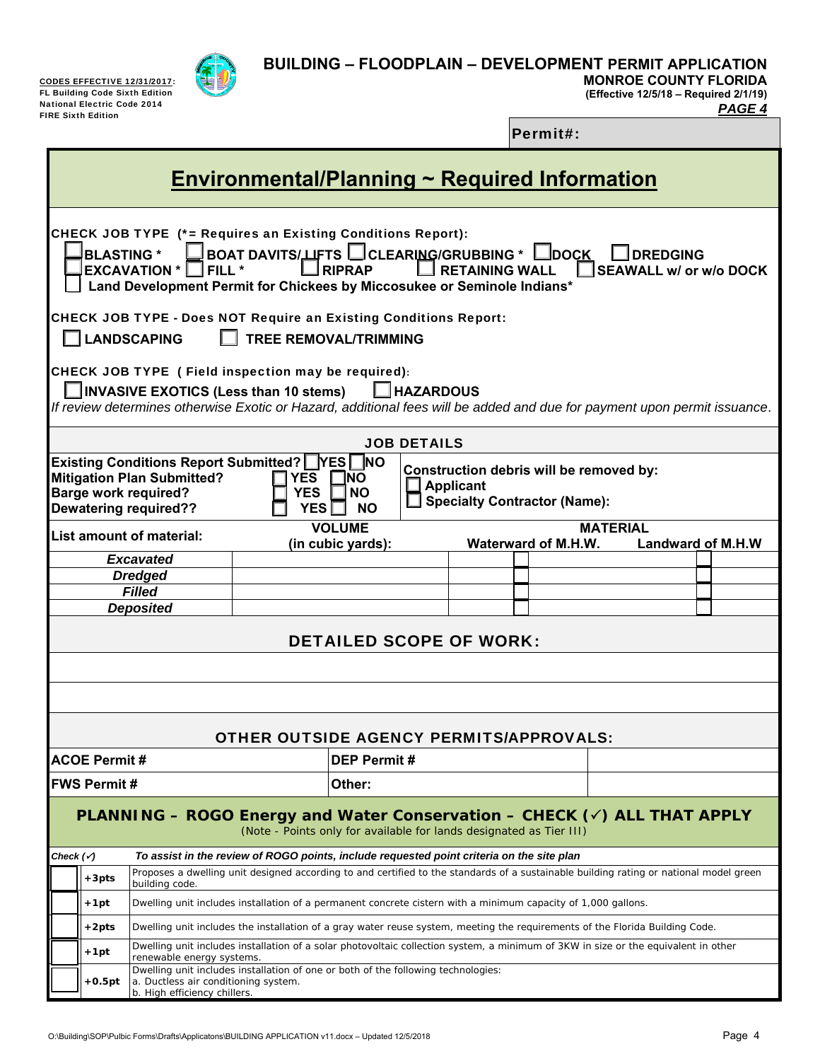CODES EFFECTIVE 12/31/2017:
FL Building Code Sixth Edition
National Electric Code 2014
FIRE Sixth Edition

# BUILDING – FLOODPLAIN – DEVELOPMENT PERMIT APPLICATION

**MONROE COUNTY FLORIDA**
**(Effective 12/5/18 – Required 2/1/19)**
***PAGE 4***

Permit#:

## Environmental/Planning ~ Required Information

**CHECK JOB TYPE (*= Requires an Existing Conditions Report):**

☐ BLASTING * ☐ BOAT DAVITS/LIFTS ☐ CLEARING/GRUBBING * ☐ DOCK ☐ DREDGING
☐ EXCAVATION * ☐ FILL * ☐ RIPRAP ☐ RETAINING WALL ☐ SEAWALL w/ or w/o DOCK
☐ Land Development Permit for Chickees by Miccosukee or Seminole Indians*

**CHECK JOB TYPE - Does NOT Require an Existing Conditions Report:**

☐ LANDSCAPING ☐ TREE REMOVAL/TRIMMING

**CHECK JOB TYPE (Field inspection may be required):**

☐ INVASIVE EXOTICS (Less than 10 stems) ☐ HAZARDOUS

*If review determines otherwise Exotic or Hazard, additional fees will be added and due for payment upon permit issuance.*

### JOB DETAILS

**Existing Conditions Report Submitted?** ☐ YES ☐ NO
**Mitigation Plan Submitted?** ☐ YES ☐ NO
**Barge work required?** ☐ YES ☐ NO
**Dewatering required??** ☐ YES ☐ NO

**Construction debris will be removed by:**
☐ Applicant
☐ Specialty Contractor (Name):

| List amount of material: | VOLUME (in cubic yards): | MATERIAL Waterward of M.H.W. | MATERIAL Landward of M.H.W |
|---|---|---|---|
| *Excavated* | | ☐ | ☐ |
| *Dredged* | | ☐ | ☐ |
| *Filled* | | ☐ | ☐ |
| *Deposited* | | ☐ | ☐ |

### DETAILED SCOPE OF WORK:

### OTHER OUTSIDE AGENCY PERMITS/APPROVALS:

| | | | |
|---|---|---|---|
| **ACOE Permit #** | | **DEP Permit #** | |
| **FWS Permit #** | | **Other:** | |

### PLANNING – ROGO Energy and Water Conservation – CHECK (✓) ALL THAT APPLY

(Note - Points only for available for lands designated as Tier III)

| *Check (✓)* | | *To assist in the review of ROGO points, include requested point criteria on the site plan* |
|---|---|---|
| ☐ | +3pts | Proposes a dwelling unit designed according to and certified to the standards of a sustainable building rating or national model green building code. |
| ☐ | +1pt | Dwelling unit includes installation of a permanent concrete cistern with a minimum capacity of 1,000 gallons. |
| ☐ | +2pts | Dwelling unit includes the installation of a gray water reuse system, meeting the requirements of the Florida Building Code. |
| ☐ | +1pt | Dwelling unit includes installation of a solar photovoltaic collection system, a minimum of 3KW in size or the equivalent in other renewable energy systems. |
| ☐ | +0.5pt | Dwelling unit includes installation of one or both of the following technologies: a. Ductless air conditioning system. b. High efficiency chillers. |

O:\Building\SOP\Pulbic Forms\Drafts\Applicatons\BUILDING APPLICATION v11.docx – Updated 12/5/2018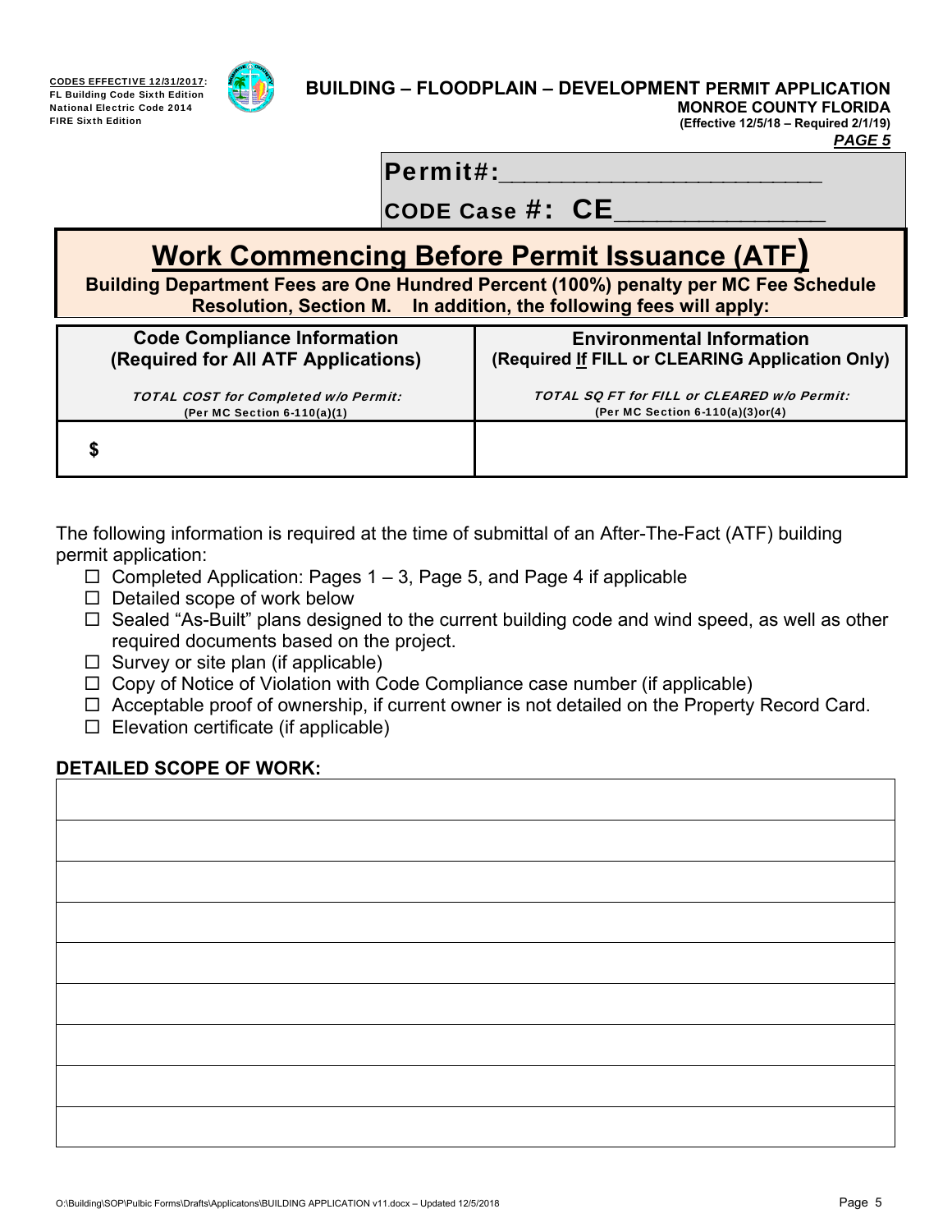CODES EFFECTIVE 12/31/2017:
FL Building Code Sixth Edition
National Electric Code 2014
FIRE Sixth Edition

**BUILDING – FLOODPLAIN – DEVELOPMENT PERMIT APPLICATION**
**MONROE COUNTY FLORIDA**
**(Effective 12/5/18 – Required 2/1/19)**
***PAGE 5***

**Permit#:_______________________**

**CODE Case #: CE_______________**

# Work Commencing Before Permit Issuance (ATF)

**Building Department Fees are One Hundred Percent (100%) penalty per MC Fee Schedule Resolution, Section M. In addition, the following fees will apply:**

| Code Compliance Information (Required for All ATF Applications)<br>*TOTAL COST for Completed w/o Permit:*<br>(Per MC Section 6-110(a)(1) | Environmental Information (Required If FILL or CLEARING Application Only)<br>*TOTAL SQ FT for FILL or CLEARED w/o Permit:*<br>(Per MC Section 6-110(a)(3)or(4) |
|---|---|
| $ | |

The following information is required at the time of submittal of an After-The-Fact (ATF) building permit application:

- ☐ Completed Application: Pages 1 – 3, Page 5, and Page 4 if applicable
- ☐ Detailed scope of work below
- ☐ Sealed "As-Built" plans designed to the current building code and wind speed, as well as other required documents based on the project.
- ☐ Survey or site plan (if applicable)
- ☐ Copy of Notice of Violation with Code Compliance case number (if applicable)
- ☐ Acceptable proof of ownership, if current owner is not detailed on the Property Record Card.
- ☐ Elevation certificate (if applicable)

**DETAILED SCOPE OF WORK:**

| |
|---|
| |
| |
| |
| |
| |
| |
| |
| |
| |

O:\Building\SOP\Pulbic Forms\Drafts\Applicatons\BUILDING APPLICATION v11.docx – Updated 12/5/2018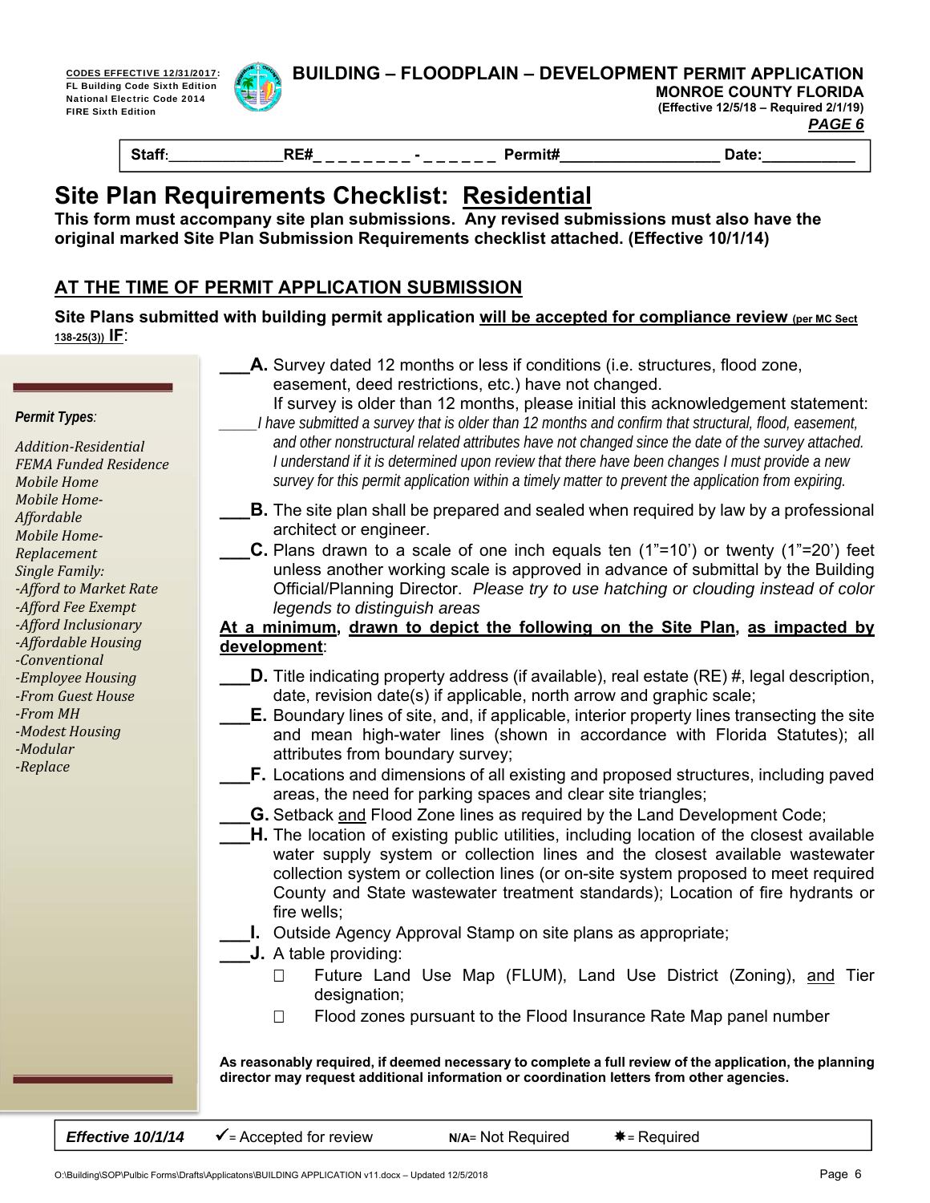**CODES EFFECTIVE 12/31/2017:**
FL Building Code Sixth Edition
National Electric Code 2014
FIRE Sixth Edition

**BUILDING – FLOODPLAIN – DEVELOPMENT PERMIT APPLICATION**
**MONROE COUNTY FLORIDA**
**(Effective 12/5/18 – Required 2/1/19)**
***PAGE 6***

**Staff:**_____________ **RE#**_ _ _ _ _ _ _ _ - _ _ _ _ _ _ **Permit#**_________________ **Date:**__________

# Site Plan Requirements Checklist: Residential

**This form must accompany site plan submissions. Any revised submissions must also have the original marked Site Plan Submission Requirements checklist attached. (Effective 10/1/14)**

## AT THE TIME OF PERMIT APPLICATION SUBMISSION

**Site Plans submitted with building permit application will be accepted for compliance review (per MC Sect 138-25(3)) IF:**

***Permit Types:***

*Addition-Residential*
*FEMA Funded Residence*
*Mobile Home*
*Mobile Home-Affordable*
*Mobile Home-Replacement*
*Single Family:*
*-Afford to Market Rate*
*-Afford Fee Exempt*
*-Afford Inclusionary*
*-Affordable Housing*
*-Conventional*
*-Employee Housing*
*-From Guest House*
*-From MH*
*-Modest Housing*
*-Modular*
*-Replace*

___**A.** Survey dated 12 months or less if conditions (i.e. structures, flood zone, easement, deed restrictions, etc.) have not changed.
If survey is older than 12 months, please initial this acknowledgement statement:
_____*I have submitted a survey that is older than 12 months and confirm that structural, flood, easement, and other nonstructural related attributes have not changed since the date of the survey attached. I understand if it is determined upon review that there have been changes I must provide a new survey for this permit application within a timely matter to prevent the application from expiring.*

___**B.** The site plan shall be prepared and sealed when required by law by a professional architect or engineer.

___**C.** Plans drawn to a scale of one inch equals ten (1"=10') or twenty (1"=20') feet unless another working scale is approved in advance of submittal by the Building Official/Planning Director. *Please try to use hatching or clouding instead of color legends to distinguish areas*

**At a minimum, drawn to depict the following on the Site Plan, as impacted by development:**

___**D.** Title indicating property address (if available), real estate (RE) #, legal description, date, revision date(s) if applicable, north arrow and graphic scale;

___**E.** Boundary lines of site, and, if applicable, interior property lines transecting the site and mean high-water lines (shown in accordance with Florida Statutes); all attributes from boundary survey;

___**F.** Locations and dimensions of all existing and proposed structures, including paved areas, the need for parking spaces and clear site triangles;

___**G.** Setback and Flood Zone lines as required by the Land Development Code;

___**H.** The location of existing public utilities, including location of the closest available water supply system or collection lines and the closest available wastewater collection system or collection lines (or on-site system proposed to meet required County and State wastewater treatment standards); Location of fire hydrants or fire wells;

___**I.** Outside Agency Approval Stamp on site plans as appropriate;

___**J.** A table providing:
- ☐ Future Land Use Map (FLUM), Land Use District (Zoning), and Tier designation;
- ☐ Flood zones pursuant to the Flood Insurance Rate Map panel number

**As reasonably required, if deemed necessary to complete a full review of the application, the planning director may request additional information or coordination letters from other agencies.**

| ***Effective 10/1/14*** | ✓= Accepted for review | **N/A**= Not Required | ✵= Required |
|---|---|---|---|

O:\Building\SOP\Pulbic Forms\Drafts\Applicatons\BUILDING APPLICATION v11.docx – Updated 12/5/2018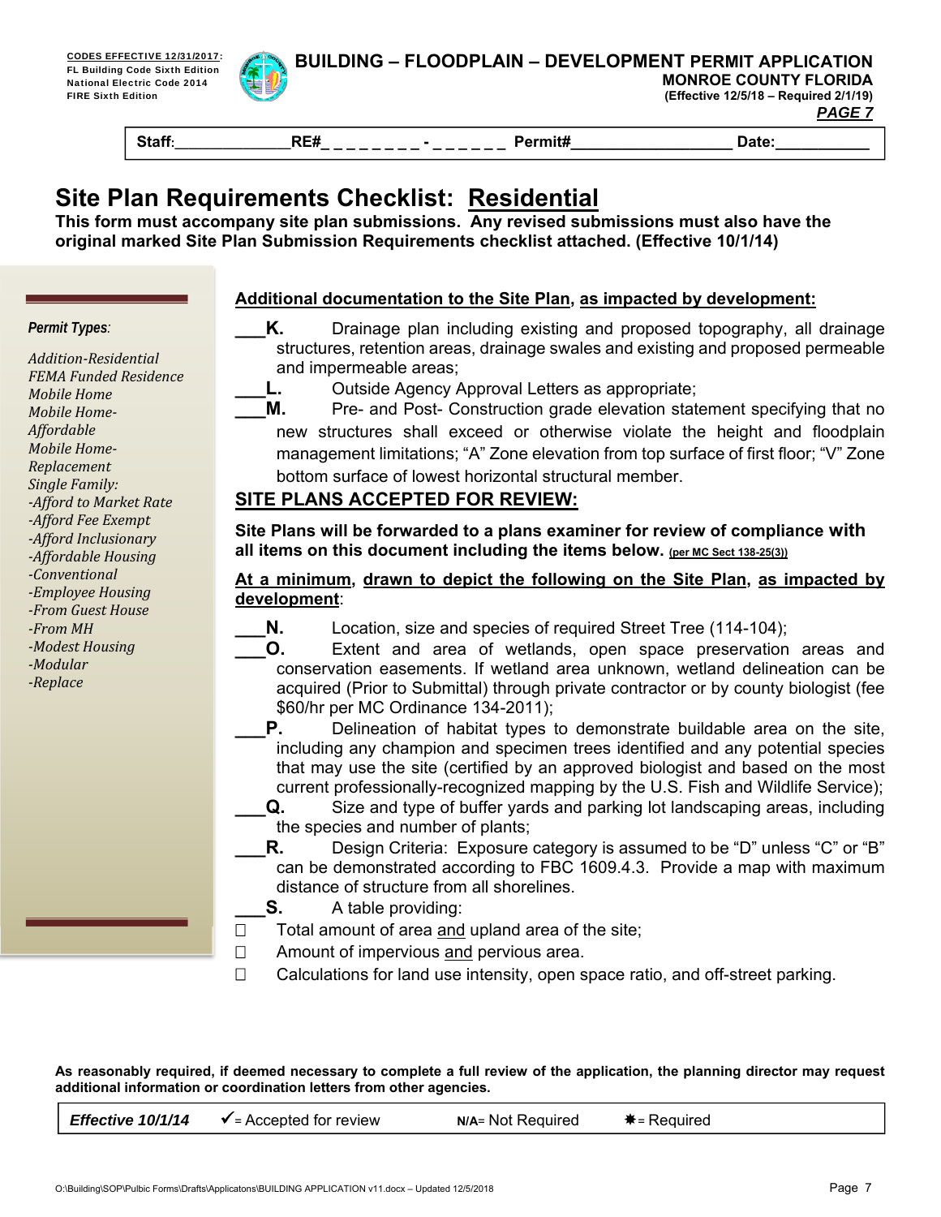CODES EFFECTIVE 12/31/2017:
FL Building Code Sixth Edition
National Electric Code 2014
FIRE Sixth Edition

**BUILDING – FLOODPLAIN – DEVELOPMENT PERMIT APPLICATION**
**MONROE COUNTY FLORIDA**
**(Effective 12/5/18 – Required 2/1/19)**
***PAGE 7***

**Staff:\_\_\_\_\_\_\_\_\_\_\_\_\_\_ RE#\_ \_ \_ \_ \_ \_ \_ \_ - \_ \_ \_ \_ \_ \_ Permit#\_\_\_\_\_\_\_\_\_\_\_\_\_\_\_\_\_\_ Date:\_\_\_\_\_\_\_\_\_\_\_**

# Site Plan Requirements Checklist: Residential

**This form must accompany site plan submissions. Any revised submissions must also have the original marked Site Plan Submission Requirements checklist attached. (Effective 10/1/14)**

***Permit Types:***

*Addition-Residential*
*FEMA Funded Residence*
*Mobile Home*
*Mobile Home-Affordable*
*Mobile Home-Replacement*
*Single Family:*
*-Afford to Market Rate*
*-Afford Fee Exempt*
*-Afford Inclusionary*
*-Affordable Housing*
*-Conventional*
*-Employee Housing*
*-From Guest House*
*-From MH*
*-Modest Housing*
*-Modular*
*-Replace*

**Additional documentation to the Site Plan, as impacted by development:**

\_\_\_**K.** Drainage plan including existing and proposed topography, all drainage structures, retention areas, drainage swales and existing and proposed permeable and impermeable areas;

\_\_\_**L.** Outside Agency Approval Letters as appropriate;

\_\_\_**M.** Pre- and Post- Construction grade elevation statement specifying that no new structures shall exceed or otherwise violate the height and floodplain management limitations; "A" Zone elevation from top surface of first floor; "V" Zone bottom surface of lowest horizontal structural member.

## SITE PLANS ACCEPTED FOR REVIEW:

**Site Plans will be forwarded to a plans examiner for review of compliance with all items on this document including the items below.** **(per MC Sect 138-25(3))**

**At a minimum, drawn to depict the following on the Site Plan, as impacted by development:**

\_\_\_**N.** Location, size and species of required Street Tree (114-104);

\_\_\_**O.** Extent and area of wetlands, open space preservation areas and conservation easements. If wetland area unknown, wetland delineation can be acquired (Prior to Submittal) through private contractor or by county biologist (fee $60/hr per MC Ordinance 134-2011);

\_\_\_**P.** Delineation of habitat types to demonstrate buildable area on the site, including any champion and specimen trees identified and any potential species that may use the site (certified by an approved biologist and based on the most current professionally-recognized mapping by the U.S. Fish and Wildlife Service);

\_\_\_**Q.** Size and type of buffer yards and parking lot landscaping areas, including the species and number of plants;

\_\_\_**R.** Design Criteria: Exposure category is assumed to be "D" unless "C" or "B" can be demonstrated according to FBC 1609.4.3. Provide a map with maximum distance of structure from all shorelines.

\_\_\_**S.** A table providing:

- ☐ Total amount of area and upland area of the site;
- ☐ Amount of impervious and pervious area.
- ☐ Calculations for land use intensity, open space ratio, and off-street parking.

**As reasonably required, if deemed necessary to complete a full review of the application, the planning director may request additional information or coordination letters from other agencies.**

| | | | |
|---|---|---|---|
| ***Effective 10/1/14*** | ✓= Accepted for review | **N/A**= Not Required | ✱= Required |

O:\Building\SOP\Pulbic Forms\Drafts\Applicatons\BUILDING APPLICATION v11.docx – Updated 12/5/2018